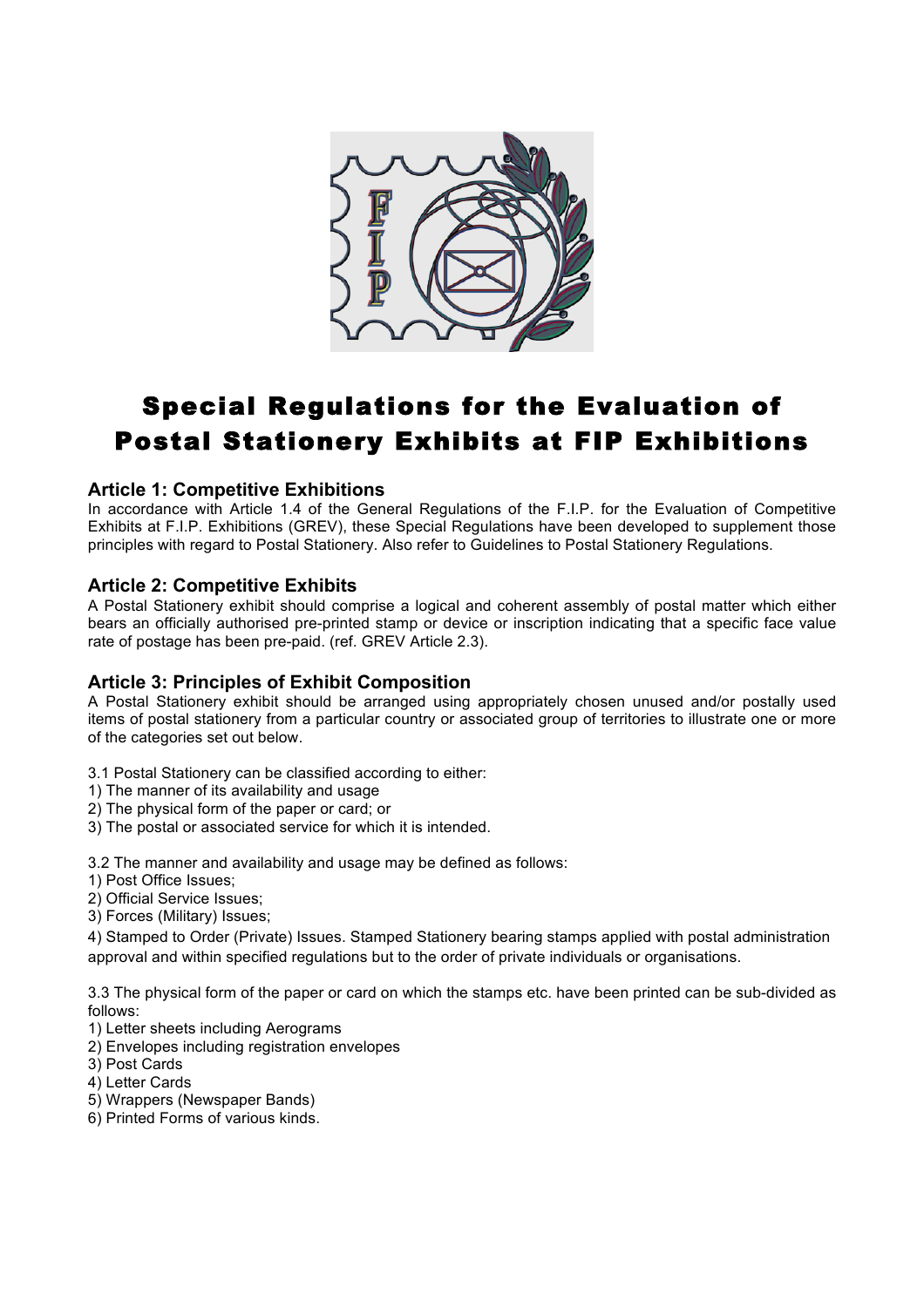# Special Regulations for the Evaluation of Postal Stationery Exhibits at FIP Exhibitions

## Article 1: Competitive Exhibitions

In accordance with Article 1.4 of the General Regulations of the F.I.P. for the Evaluation of Competitive Exhibits at F.I.P. Exhibitions (GREV), these Special Regulations have been developed to supplement those principles with regard to Postal Stationery. Also refer to Guidelines to Postal Stationery Regulations.

## Article 2: Competitive Exhibits

A Postal Stationery exhibit should comprise a logical and coherent assembly of postal matter which either bears an officially authorised pre-printed stamp or device or inscription indicating that a specific face value rate of postage has been pre-paid. (ref. GREV Article 2.3).

## Article 3: Principles of Exhibit Composition

A Postal Stationery exhibit should be arranged using appropriately chosen unused and/or postally used items of postal stationery from a particular country or associated group of territories to illustrate one or more of the categories set out below.

3.1 Postal Stationery can be classified according to either:
1) The manner of its availability and usage
2) The physical form of the paper or card; or
3) The postal or associated service for which it is intended.

3.2 The manner and availability and usage may be defined as follows:
1) Post Office Issues;
2) Official Service Issues;
3) Forces (Military) Issues;
4) Stamped to Order (Private) Issues. Stamped Stationery bearing stamps applied with postal administration approval and within specified regulations but to the order of private individuals or organisations.

3.3 The physical form of the paper or card on which the stamps etc. have been printed can be sub-divided as follows:
1) Letter sheets including Aerograms
2) Envelopes including registration envelopes
3) Post Cards
4) Letter Cards
5) Wrappers (Newspaper Bands)
6) Printed Forms of various kinds.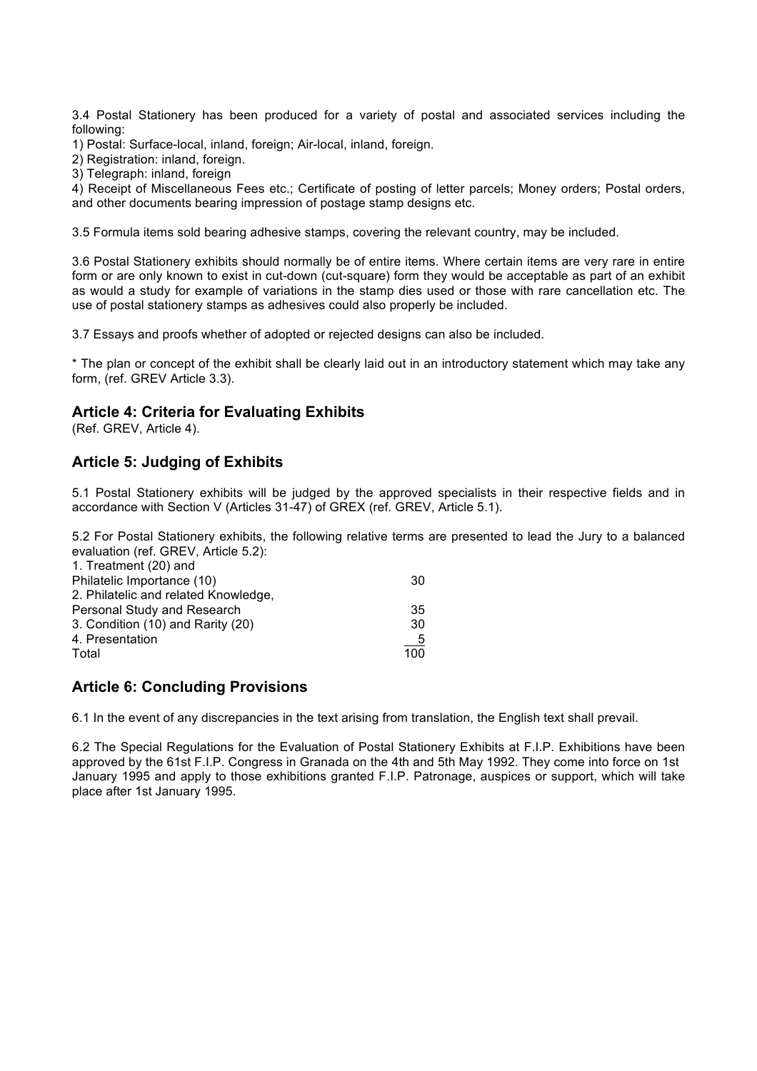3.4 Postal Stationery has been produced for a variety of postal and associated services including the following:

1) Postal: Surface-local, inland, foreign; Air-local, inland, foreign.

2) Registration: inland, foreign.

3) Telegraph: inland, foreign

4) Receipt of Miscellaneous Fees etc.; Certificate of posting of letter parcels; Money orders; Postal orders, and other documents bearing impression of postage stamp designs etc.

3.5 Formula items sold bearing adhesive stamps, covering the relevant country, may be included.

3.6 Postal Stationery exhibits should normally be of entire items. Where certain items are very rare in entire form or are only known to exist in cut-down (cut-square) form they would be acceptable as part of an exhibit as would a study for example of variations in the stamp dies used or those with rare cancellation etc. The use of postal stationery stamps as adhesives could also properly be included.

3.7 Essays and proofs whether of adopted or rejected designs can also be included.

* The plan or concept of the exhibit shall be clearly laid out in an introductory statement which may take any form, (ref. GREV Article 3.3).

## Article 4: Criteria for Evaluating Exhibits

(Ref. GREV, Article 4).

## Article 5: Judging of Exhibits

5.1 Postal Stationery exhibits will be judged by the approved specialists in their respective fields and in accordance with Section V (Articles 31-47) of GREX (ref. GREV, Article 5.1).

5.2 For Postal Stationery exhibits, the following relative terms are presented to lead the Jury to a balanced evaluation (ref. GREV, Article 5.2):

| | |
|---|---|
| 1. Treatment (20) and Philatelic Importance (10) | 30 |
| 2. Philatelic and related Knowledge, Personal Study and Research | 35 |
| 3. Condition (10) and Rarity (20) | 30 |
| 4. Presentation | 5 |
| Total | 100 |

## Article 6: Concluding Provisions

6.1 In the event of any discrepancies in the text arising from translation, the English text shall prevail.

6.2 The Special Regulations for the Evaluation of Postal Stationery Exhibits at F.I.P. Exhibitions have been approved by the 61st F.I.P. Congress in Granada on the 4th and 5th May 1992. They come into force on 1st January 1995 and apply to those exhibitions granted F.I.P. Patronage, auspices or support, which will take place after 1st January 1995.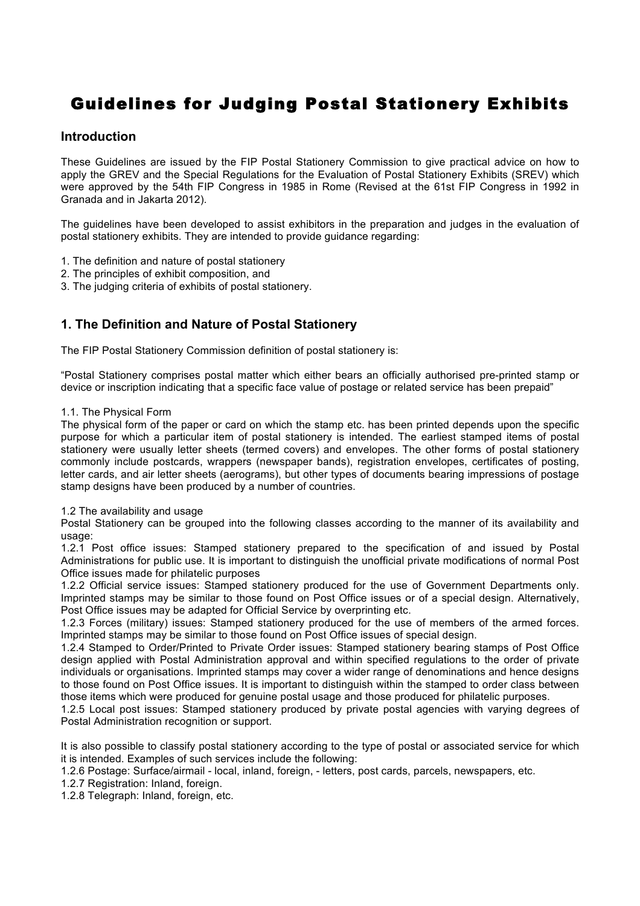# Guidelines for Judging Postal Stationery Exhibits

## Introduction

These Guidelines are issued by the FIP Postal Stationery Commission to give practical advice on how to apply the GREV and the Special Regulations for the Evaluation of Postal Stationery Exhibits (SREV) which were approved by the 54th FIP Congress in 1985 in Rome (Revised at the 61st FIP Congress in 1992 in Granada and in Jakarta 2012).

The guidelines have been developed to assist exhibitors in the preparation and judges in the evaluation of postal stationery exhibits. They are intended to provide guidance regarding:

1. The definition and nature of postal stationery
2. The principles of exhibit composition, and
3. The judging criteria of exhibits of postal stationery.

## 1. The Definition and Nature of Postal Stationery

The FIP Postal Stationery Commission definition of postal stationery is:

"Postal Stationery comprises postal matter which either bears an officially authorised pre-printed stamp or device or inscription indicating that a specific face value of postage or related service has been prepaid"

1.1. The Physical Form
The physical form of the paper or card on which the stamp etc. has been printed depends upon the specific purpose for which a particular item of postal stationery is intended. The earliest stamped items of postal stationery were usually letter sheets (termed covers) and envelopes. The other forms of postal stationery commonly include postcards, wrappers (newspaper bands), registration envelopes, certificates of posting, letter cards, and air letter sheets (aerograms), but other types of documents bearing impressions of postage stamp designs have been produced by a number of countries.

1.2 The availability and usage
Postal Stationery can be grouped into the following classes according to the manner of its availability and usage:
1.2.1 Post office issues: Stamped stationery prepared to the specification of and issued by Postal Administrations for public use. It is important to distinguish the unofficial private modifications of normal Post Office issues made for philatelic purposes
1.2.2 Official service issues: Stamped stationery produced for the use of Government Departments only. Imprinted stamps may be similar to those found on Post Office issues or of a special design. Alternatively, Post Office issues may be adapted for Official Service by overprinting etc.
1.2.3 Forces (military) issues: Stamped stationery produced for the use of members of the armed forces. Imprinted stamps may be similar to those found on Post Office issues of special design.
1.2.4 Stamped to Order/Printed to Private Order issues: Stamped stationery bearing stamps of Post Office design applied with Postal Administration approval and within specified regulations to the order of private individuals or organisations. Imprinted stamps may cover a wider range of denominations and hence designs to those found on Post Office issues. It is important to distinguish within the stamped to order class between those items which were produced for genuine postal usage and those produced for philatelic purposes.
1.2.5 Local post issues: Stamped stationery produced by private postal agencies with varying degrees of Postal Administration recognition or support.

It is also possible to classify postal stationery according to the type of postal or associated service for which it is intended. Examples of such services include the following:
1.2.6 Postage: Surface/airmail - local, inland, foreign, - letters, post cards, parcels, newspapers, etc.
1.2.7 Registration: Inland, foreign.
1.2.8 Telegraph: Inland, foreign, etc.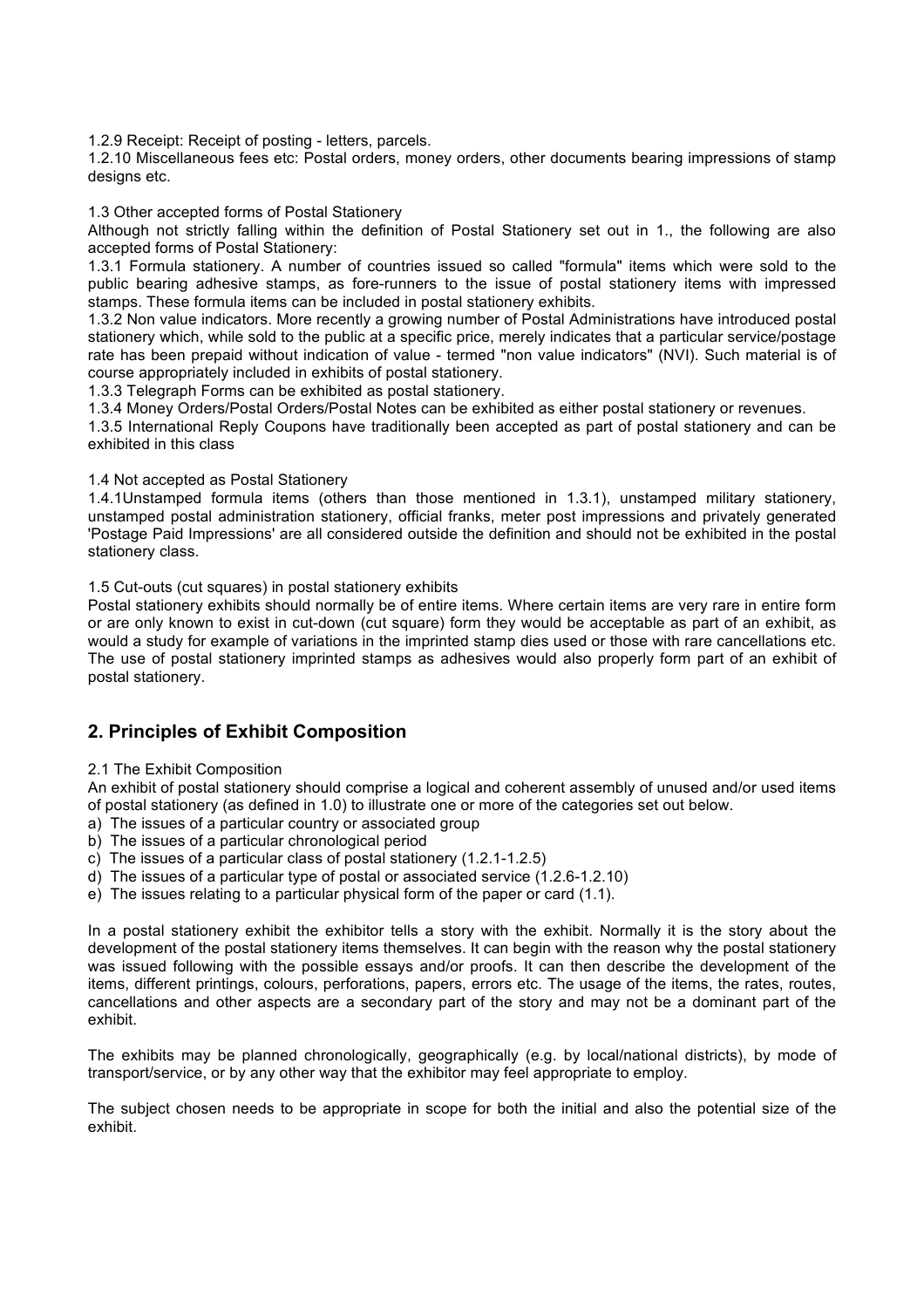1.2.9 Receipt: Receipt of posting - letters, parcels.

1.2.10 Miscellaneous fees etc: Postal orders, money orders, other documents bearing impressions of stamp designs etc.

1.3 Other accepted forms of Postal Stationery

Although not strictly falling within the definition of Postal Stationery set out in 1., the following are also accepted forms of Postal Stationery:

1.3.1 Formula stationery. A number of countries issued so called "formula" items which were sold to the public bearing adhesive stamps, as fore-runners to the issue of postal stationery items with impressed stamps. These formula items can be included in postal stationery exhibits.

1.3.2 Non value indicators. More recently a growing number of Postal Administrations have introduced postal stationery which, while sold to the public at a specific price, merely indicates that a particular service/postage rate has been prepaid without indication of value - termed "non value indicators" (NVI). Such material is of course appropriately included in exhibits of postal stationery.

1.3.3 Telegraph Forms can be exhibited as postal stationery.

1.3.4 Money Orders/Postal Orders/Postal Notes can be exhibited as either postal stationery or revenues.

1.3.5 International Reply Coupons have traditionally been accepted as part of postal stationery and can be exhibited in this class

1.4 Not accepted as Postal Stationery

1.4.1Unstamped formula items (others than those mentioned in 1.3.1), unstamped military stationery, unstamped postal administration stationery, official franks, meter post impressions and privately generated 'Postage Paid Impressions' are all considered outside the definition and should not be exhibited in the postal stationery class.

1.5 Cut-outs (cut squares) in postal stationery exhibits

Postal stationery exhibits should normally be of entire items. Where certain items are very rare in entire form or are only known to exist in cut-down (cut square) form they would be acceptable as part of an exhibit, as would a study for example of variations in the imprinted stamp dies used or those with rare cancellations etc. The use of postal stationery imprinted stamps as adhesives would also properly form part of an exhibit of postal stationery.

## 2. Principles of Exhibit Composition

2.1 The Exhibit Composition

An exhibit of postal stationery should comprise a logical and coherent assembly of unused and/or used items of postal stationery (as defined in 1.0) to illustrate one or more of the categories set out below.

a) The issues of a particular country or associated group
b) The issues of a particular chronological period
c) The issues of a particular class of postal stationery (1.2.1-1.2.5)
d) The issues of a particular type of postal or associated service (1.2.6-1.2.10)
e) The issues relating to a particular physical form of the paper or card (1.1).

In a postal stationery exhibit the exhibitor tells a story with the exhibit. Normally it is the story about the development of the postal stationery items themselves. It can begin with the reason why the postal stationery was issued following with the possible essays and/or proofs. It can then describe the development of the items, different printings, colours, perforations, papers, errors etc. The usage of the items, the rates, routes, cancellations and other aspects are a secondary part of the story and may not be a dominant part of the exhibit.

The exhibits may be planned chronologically, geographically (e.g. by local/national districts), by mode of transport/service, or by any other way that the exhibitor may feel appropriate to employ.

The subject chosen needs to be appropriate in scope for both the initial and also the potential size of the exhibit.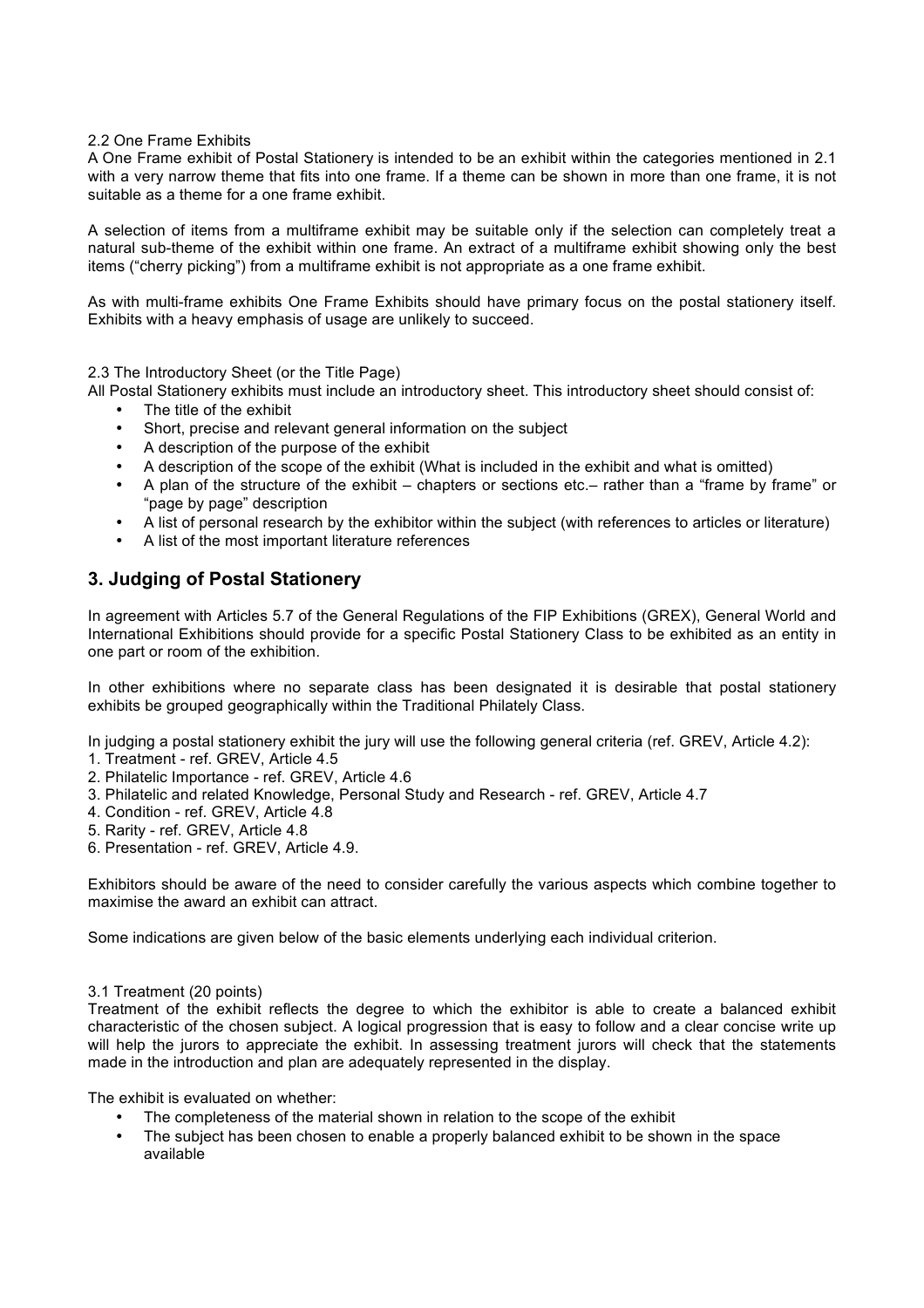2.2 One Frame Exhibits

A One Frame exhibit of Postal Stationery is intended to be an exhibit within the categories mentioned in 2.1 with a very narrow theme that fits into one frame. If a theme can be shown in more than one frame, it is not suitable as a theme for a one frame exhibit.

A selection of items from a multiframe exhibit may be suitable only if the selection can completely treat a natural sub-theme of the exhibit within one frame. An extract of a multiframe exhibit showing only the best items ("cherry picking") from a multiframe exhibit is not appropriate as a one frame exhibit.

As with multi-frame exhibits One Frame Exhibits should have primary focus on the postal stationery itself. Exhibits with a heavy emphasis of usage are unlikely to succeed.

2.3 The Introductory Sheet (or the Title Page)

All Postal Stationery exhibits must include an introductory sheet. This introductory sheet should consist of:

- The title of the exhibit
- Short, precise and relevant general information on the subject
- A description of the purpose of the exhibit
- A description of the scope of the exhibit (What is included in the exhibit and what is omitted)
- A plan of the structure of the exhibit – chapters or sections etc.– rather than a "frame by frame" or "page by page" description
- A list of personal research by the exhibitor within the subject (with references to articles or literature)
- A list of the most important literature references

## 3. Judging of Postal Stationery

In agreement with Articles 5.7 of the General Regulations of the FIP Exhibitions (GREX), General World and International Exhibitions should provide for a specific Postal Stationery Class to be exhibited as an entity in one part or room of the exhibition.

In other exhibitions where no separate class has been designated it is desirable that postal stationery exhibits be grouped geographically within the Traditional Philately Class.

In judging a postal stationery exhibit the jury will use the following general criteria (ref. GREV, Article 4.2):

1. Treatment - ref. GREV, Article 4.5
2. Philatelic Importance - ref. GREV, Article 4.6
3. Philatelic and related Knowledge, Personal Study and Research - ref. GREV, Article 4.7
4. Condition - ref. GREV, Article 4.8
5. Rarity - ref. GREV, Article 4.8
6. Presentation - ref. GREV, Article 4.9.

Exhibitors should be aware of the need to consider carefully the various aspects which combine together to maximise the award an exhibit can attract.

Some indications are given below of the basic elements underlying each individual criterion.

3.1 Treatment (20 points)

Treatment of the exhibit reflects the degree to which the exhibitor is able to create a balanced exhibit characteristic of the chosen subject. A logical progression that is easy to follow and a clear concise write up will help the jurors to appreciate the exhibit. In assessing treatment jurors will check that the statements made in the introduction and plan are adequately represented in the display.

The exhibit is evaluated on whether:

- The completeness of the material shown in relation to the scope of the exhibit
- The subject has been chosen to enable a properly balanced exhibit to be shown in the space available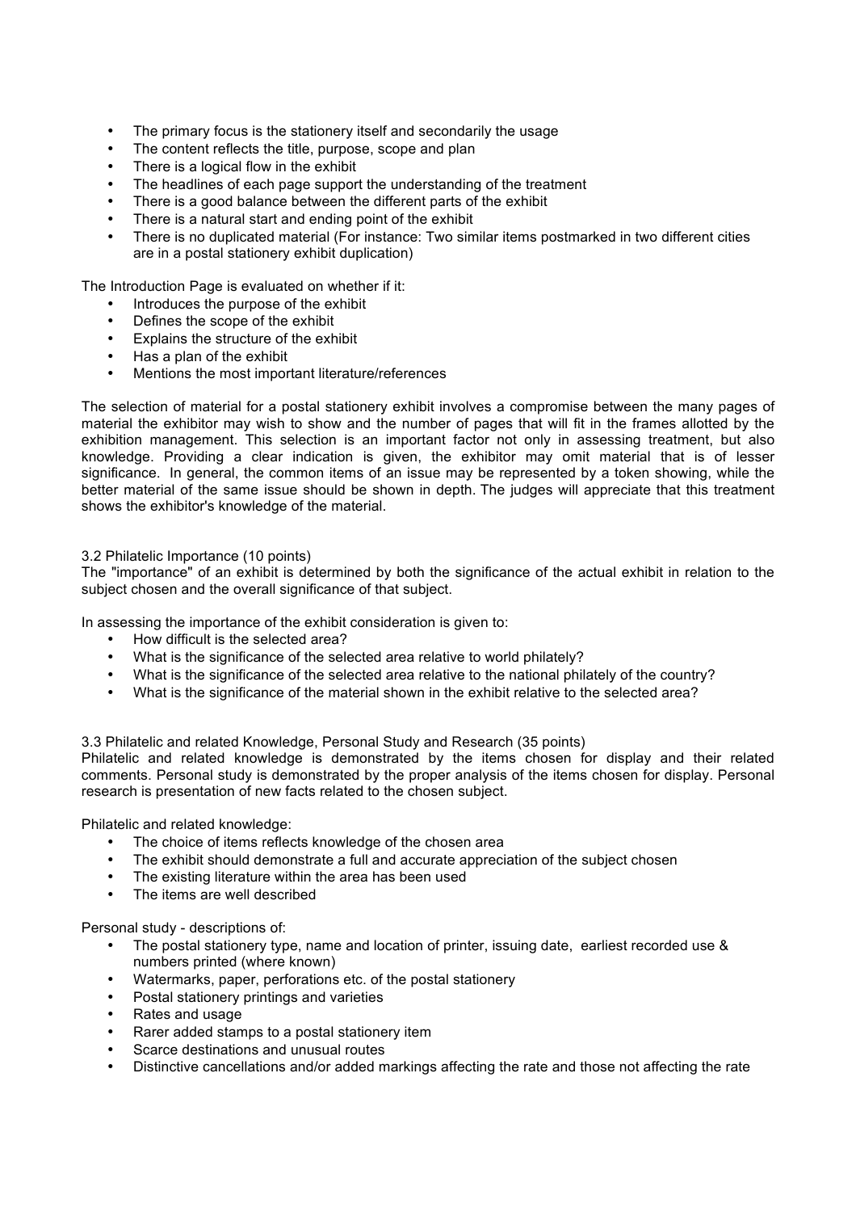- The primary focus is the stationery itself and secondarily the usage
- The content reflects the title, purpose, scope and plan
- There is a logical flow in the exhibit
- The headlines of each page support the understanding of the treatment
- There is a good balance between the different parts of the exhibit
- There is a natural start and ending point of the exhibit
- There is no duplicated material (For instance: Two similar items postmarked in two different cities are in a postal stationery exhibit duplication)

The Introduction Page is evaluated on whether if it:

- Introduces the purpose of the exhibit
- Defines the scope of the exhibit
- Explains the structure of the exhibit
- Has a plan of the exhibit
- Mentions the most important literature/references

The selection of material for a postal stationery exhibit involves a compromise between the many pages of material the exhibitor may wish to show and the number of pages that will fit in the frames allotted by the exhibition management. This selection is an important factor not only in assessing treatment, but also knowledge. Providing a clear indication is given, the exhibitor may omit material that is of lesser significance. In general, the common items of an issue may be represented by a token showing, while the better material of the same issue should be shown in depth. The judges will appreciate that this treatment shows the exhibitor's knowledge of the material.

### 3.2 Philatelic Importance (10 points)

The "importance" of an exhibit is determined by both the significance of the actual exhibit in relation to the subject chosen and the overall significance of that subject.

In assessing the importance of the exhibit consideration is given to:

- How difficult is the selected area?
- What is the significance of the selected area relative to world philately?
- What is the significance of the selected area relative to the national philately of the country?
- What is the significance of the material shown in the exhibit relative to the selected area?

### 3.3 Philatelic and related Knowledge, Personal Study and Research (35 points)

Philatelic and related knowledge is demonstrated by the items chosen for display and their related comments. Personal study is demonstrated by the proper analysis of the items chosen for display. Personal research is presentation of new facts related to the chosen subject.

Philatelic and related knowledge:

- The choice of items reflects knowledge of the chosen area
- The exhibit should demonstrate a full and accurate appreciation of the subject chosen
- The existing literature within the area has been used
- The items are well described

Personal study - descriptions of:

- The postal stationery type, name and location of printer, issuing date, earliest recorded use & numbers printed (where known)
- Watermarks, paper, perforations etc. of the postal stationery
- Postal stationery printings and varieties
- Rates and usage
- Rarer added stamps to a postal stationery item
- Scarce destinations and unusual routes
- Distinctive cancellations and/or added markings affecting the rate and those not affecting the rate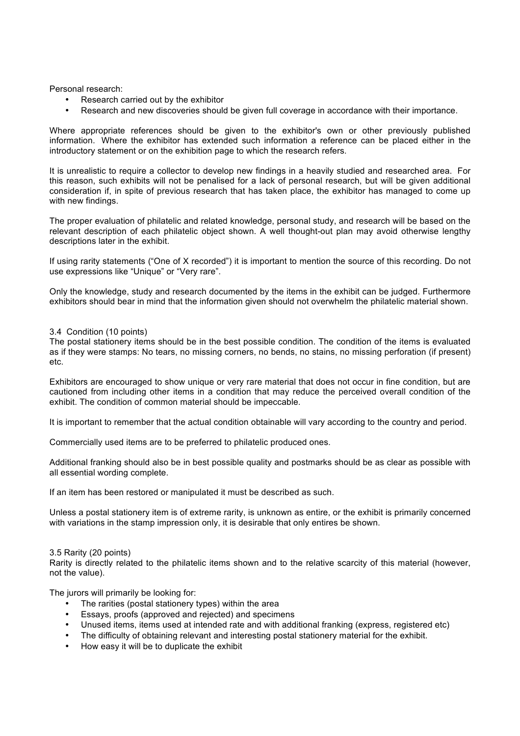Personal research:

- Research carried out by the exhibitor
- Research and new discoveries should be given full coverage in accordance with their importance.

Where appropriate references should be given to the exhibitor's own or other previously published information. Where the exhibitor has extended such information a reference can be placed either in the introductory statement or on the exhibition page to which the research refers.

It is unrealistic to require a collector to develop new findings in a heavily studied and researched area. For this reason, such exhibits will not be penalised for a lack of personal research, but will be given additional consideration if, in spite of previous research that has taken place, the exhibitor has managed to come up with new findings.

The proper evaluation of philatelic and related knowledge, personal study, and research will be based on the relevant description of each philatelic object shown. A well thought-out plan may avoid otherwise lengthy descriptions later in the exhibit.

If using rarity statements ("One of X recorded") it is important to mention the source of this recording. Do not use expressions like "Unique" or "Very rare".

Only the knowledge, study and research documented by the items in the exhibit can be judged. Furthermore exhibitors should bear in mind that the information given should not overwhelm the philatelic material shown.

### 3.4 Condition (10 points)

The postal stationery items should be in the best possible condition. The condition of the items is evaluated as if they were stamps: No tears, no missing corners, no bends, no stains, no missing perforation (if present) etc.

Exhibitors are encouraged to show unique or very rare material that does not occur in fine condition, but are cautioned from including other items in a condition that may reduce the perceived overall condition of the exhibit. The condition of common material should be impeccable.

It is important to remember that the actual condition obtainable will vary according to the country and period.

Commercially used items are to be preferred to philatelic produced ones.

Additional franking should also be in best possible quality and postmarks should be as clear as possible with all essential wording complete.

If an item has been restored or manipulated it must be described as such.

Unless a postal stationery item is of extreme rarity, is unknown as entire, or the exhibit is primarily concerned with variations in the stamp impression only, it is desirable that only entires be shown.

### 3.5 Rarity (20 points)

Rarity is directly related to the philatelic items shown and to the relative scarcity of this material (however, not the value).

The jurors will primarily be looking for:

- The rarities (postal stationery types) within the area
- Essays, proofs (approved and rejected) and specimens
- Unused items, items used at intended rate and with additional franking (express, registered etc)
- The difficulty of obtaining relevant and interesting postal stationery material for the exhibit.
- How easy it will be to duplicate the exhibit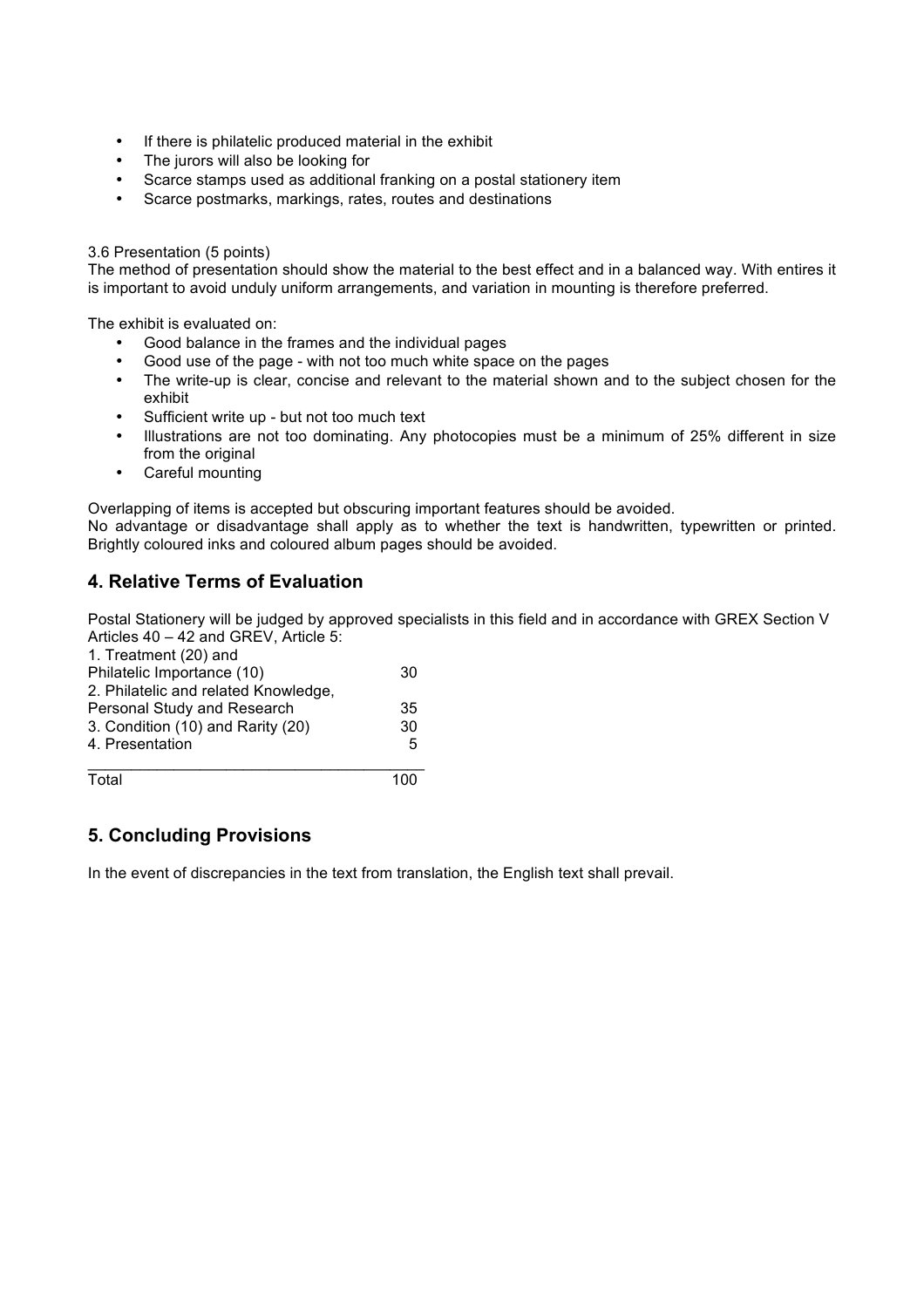- If there is philatelic produced material in the exhibit
- The jurors will also be looking for
- Scarce stamps used as additional franking on a postal stationery item
- Scarce postmarks, markings, rates, routes and destinations

3.6 Presentation (5 points)
The method of presentation should show the material to the best effect and in a balanced way. With entires it is important to avoid unduly uniform arrangements, and variation in mounting is therefore preferred.

The exhibit is evaluated on:

- Good balance in the frames and the individual pages
- Good use of the page - with not too much white space on the pages
- The write-up is clear, concise and relevant to the material shown and to the subject chosen for the exhibit
- Sufficient write up - but not too much text
- Illustrations are not too dominating. Any photocopies must be a minimum of 25% different in size from the original
- Careful mounting

Overlapping of items is accepted but obscuring important features should be avoided.
No advantage or disadvantage shall apply as to whether the text is handwritten, typewritten or printed. Brightly coloured inks and coloured album pages should be avoided.

## 4. Relative Terms of Evaluation

Postal Stationery will be judged by approved specialists in this field and in accordance with GREX Section V Articles 40 – 42 and GREV, Article 5:

| | |
|---|---|
| 1. Treatment (20) and Philatelic Importance (10) | 30 |
| 2. Philatelic and related Knowledge, Personal Study and Research | 35 |
| 3. Condition (10) and Rarity (20) | 30 |
| 4. Presentation | 5 |
| Total | 100 |

## 5. Concluding Provisions

In the event of discrepancies in the text from translation, the English text shall prevail.